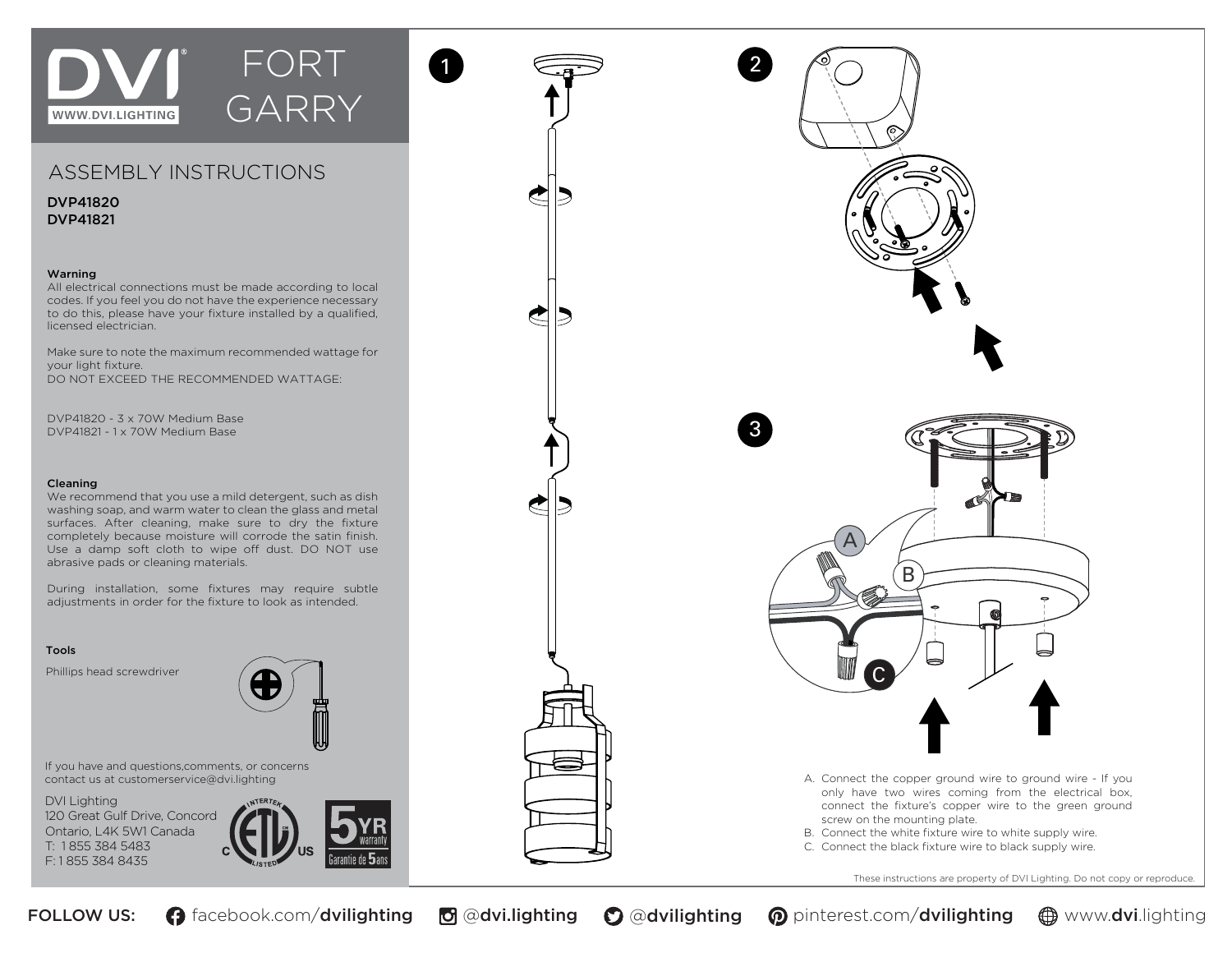# DVI FORT GARRY

WWW.DVI.LIGHTING

## ASSEMBLY INSTRUCTIONS

**DVP41820**
**DVP41821**

**Warning**

All electrical connections must be made according to local codes. If you feel you do not have the experience necessary to do this, please have your fixture installed by a qualified, licensed electrician.

Make sure to note the maximum recommended wattage for your light fixture.
DO NOT EXCEED THE RECOMMENDED WATTAGE:

DVP41820 - 3 x 70W Medium Base
DVP41821 - 1 x 70W Medium Base

**Cleaning**

We recommend that you use a mild detergent, such as dish washing soap, and warm water to clean the glass and metal surfaces. After cleaning, make sure to dry the fixture completely because moisture will corrode the satin finish. Use a damp soft cloth to wipe off dust. DO NOT use abrasive pads or cleaning materials.

During installation, some fixtures may require subtle adjustments in order for the fixture to look as intended.

**Tools**

Phillips head screwdriver

If you have and questions,comments, or concerns contact us at customerservice@dvi.lighting

DVI Lighting
120 Great Gulf Drive, Concord
Ontario, L4K 5W1 Canada
T: 1 855 384 5483
F: 1 855 384 8435

5YR warranty
Garantie de 5ans

1

2

3

A. Connect the copper ground wire to ground wire - If you only have two wires coming from the electrical box, connect the fixture's copper wire to the green ground screw on the mounting plate.
B. Connect the white fixture wire to white supply wire.
C. Connect the black fixture wire to black supply wire.

These instructions are property of DVI Lighting. Do not copy or reproduce.

FOLLOW US: facebook.com/dvilighting @dvi.lighting @dvilighting pinterest.com/dvilighting www.dvi.lighting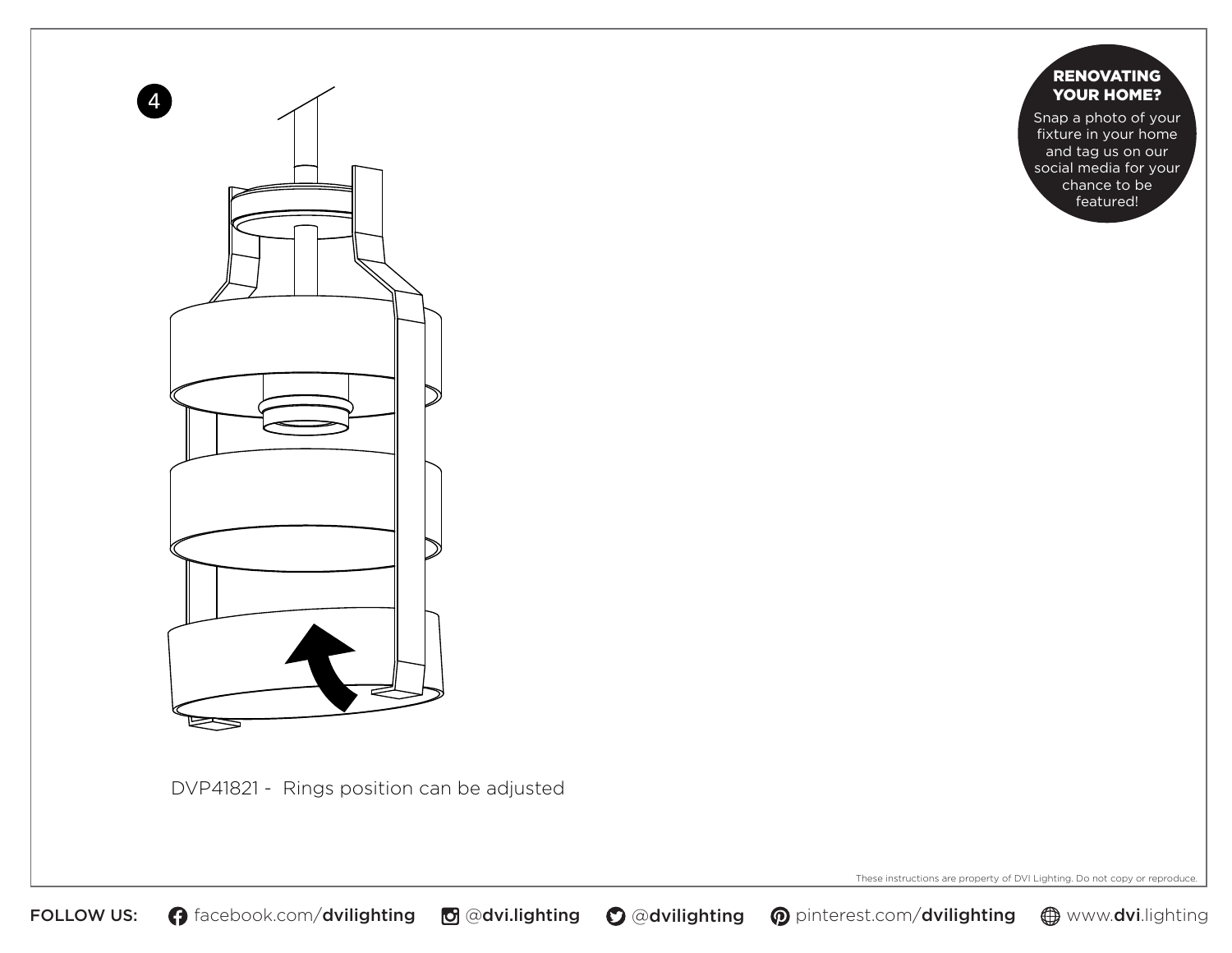4

DVP41821 - Rings position can be adjusted

**RENOVATING YOUR HOME?**

Snap a photo of your fixture in your home and tag us on our social media for your chance to be featured!

These instructions are property of DVI Lighting. Do not copy or reproduce.

FOLLOW US: facebook.com/**dvilighting** @**dvi.lighting** @**dvilighting** pinterest.com/**dvilighting** www.**dvi**.lighting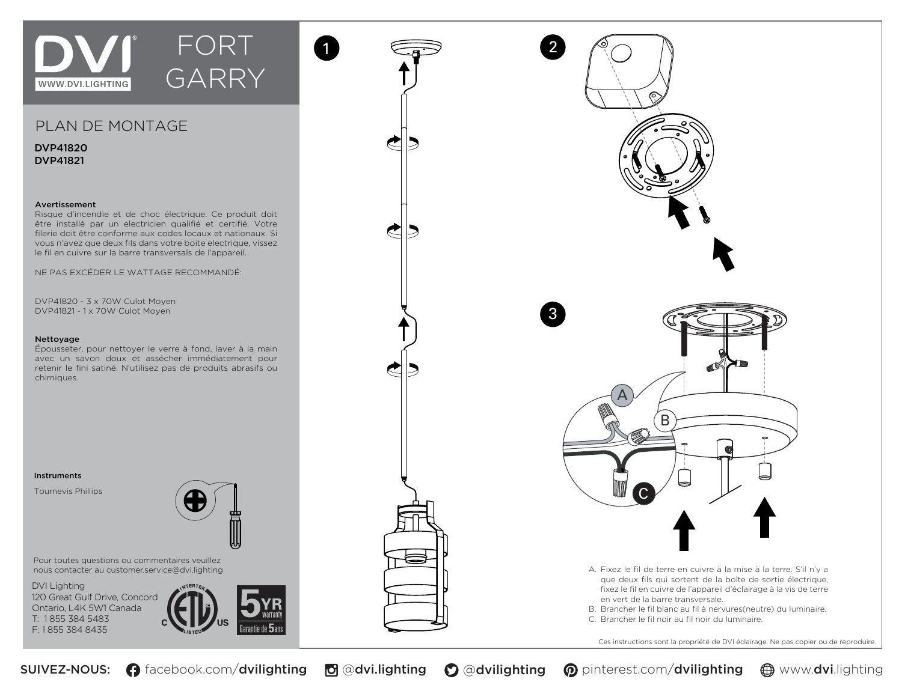# DVI FORT GARRY

WWW.DVI.LIGHTING

## PLAN DE MONTAGE

**DVP41820**
**DVP41821**

**Avertissement**
Risque d'incendie et de choc électrique. Ce produit doit être installé par un electricien qualifié et certifié. Votre filerie doit être conforme aux codes locaux et nationaux. Si vous n'avez que deux fils dans votre boite electrique, vissez le fil en cuivre sur la barre transversals de l'appareil.

NE PAS EXCÉDER LE WATTAGE RECOMMANDÉ:

DVP41820 - 3 x 70W Culot Moyen
DVP41821 - 1 x 70W Culot Moyen

**Nettoyage**
Épousseter, pour nettoyer le verre à fond, laver à la main avec un savon doux et assécher immédiatement pour retenir le fini satiné. N'utilisez pas de produits abrasifs ou chimiques.

**Instruments**
Tournevis Phillips

Pour toutes questions ou commentaires veuillez nous contacter au customer.service@dvi.lighting

DVI Lighting
120 Great Gulf Drive, Concord
Ontario, L4K 5W1 Canada
T: 1 855 384 5483
F: 1 855 384 8435

5YR warranty
Garantie de 5ans

1

2

3

A. Fixez le fil de terre en cuivre à la mise à la terre. S'il n'y a que deux fils qui sortent de la boîte de sortie électrique, fixez le fil en cuivre de l'appareil d'éclairage à la vis de terre en vert de la barre transversale.
B. Brancher le fil blanc au fil à nervures(neutre) du luminaire.
C. Brancher le fil noir au fil noir du luminaire.

Ces instructions sont la propriété de DVI éclairage. Ne pas copier ou de reproduire.

SUIVEZ-NOUS: facebook.com/dvilighting @dvi.lighting @dvilighting pinterest.com/dvilighting www.dvi.lighting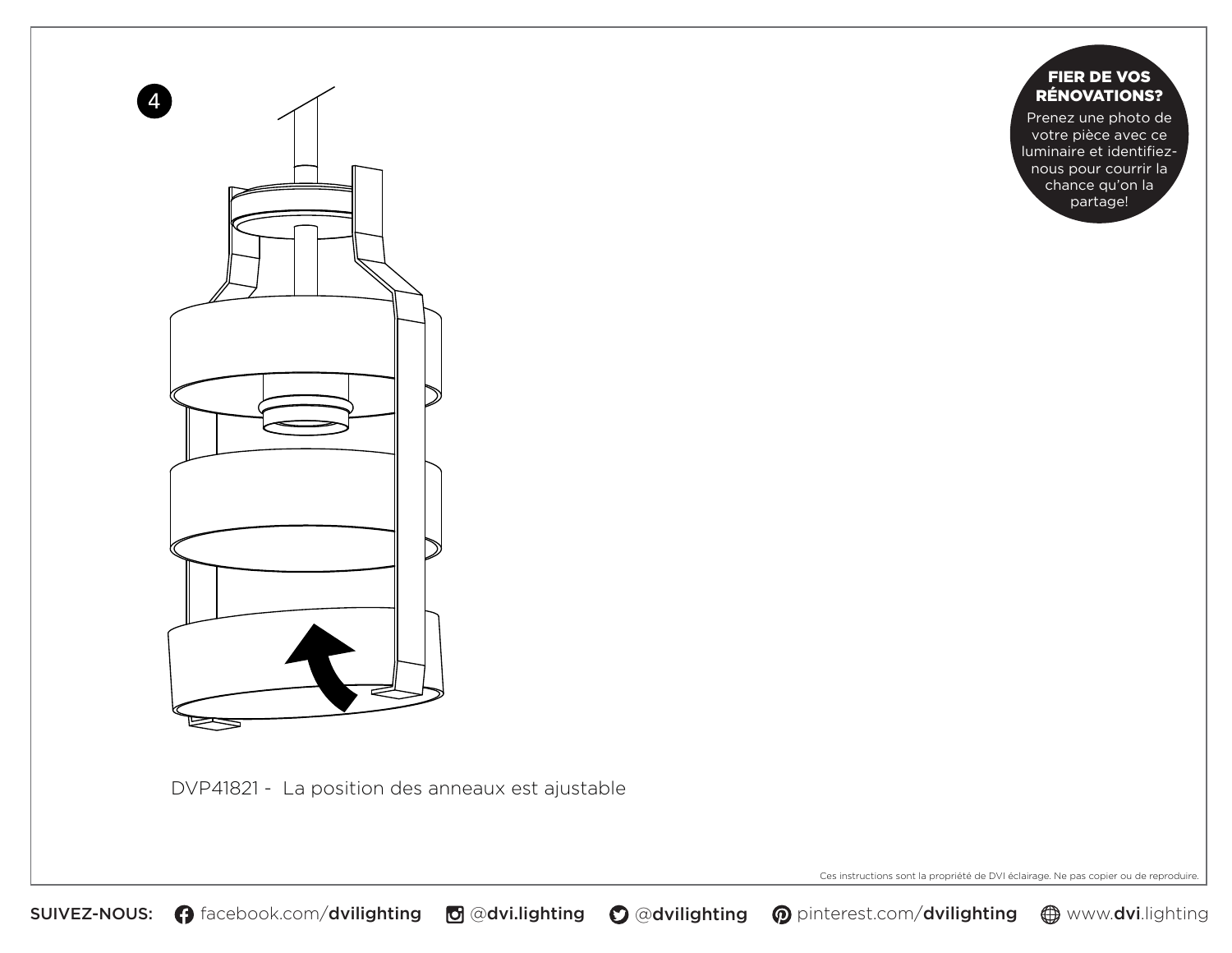4

**FIER DE VOS RÉNOVATIONS?**

Prenez une photo de votre pièce avec ce luminaire et identifiez-nous pour courrir la chance qu'on la partage!

DVP41821 - La position des anneaux est ajustable

Ces instructions sont la propriété de DVI éclairage. Ne pas copier ou de reproduire.

SUIVEZ-NOUS: facebook.com/**dvilighting** @**dvi.lighting** @**dvilighting** pinterest.com/**dvilighting** www.**dvi**.lighting